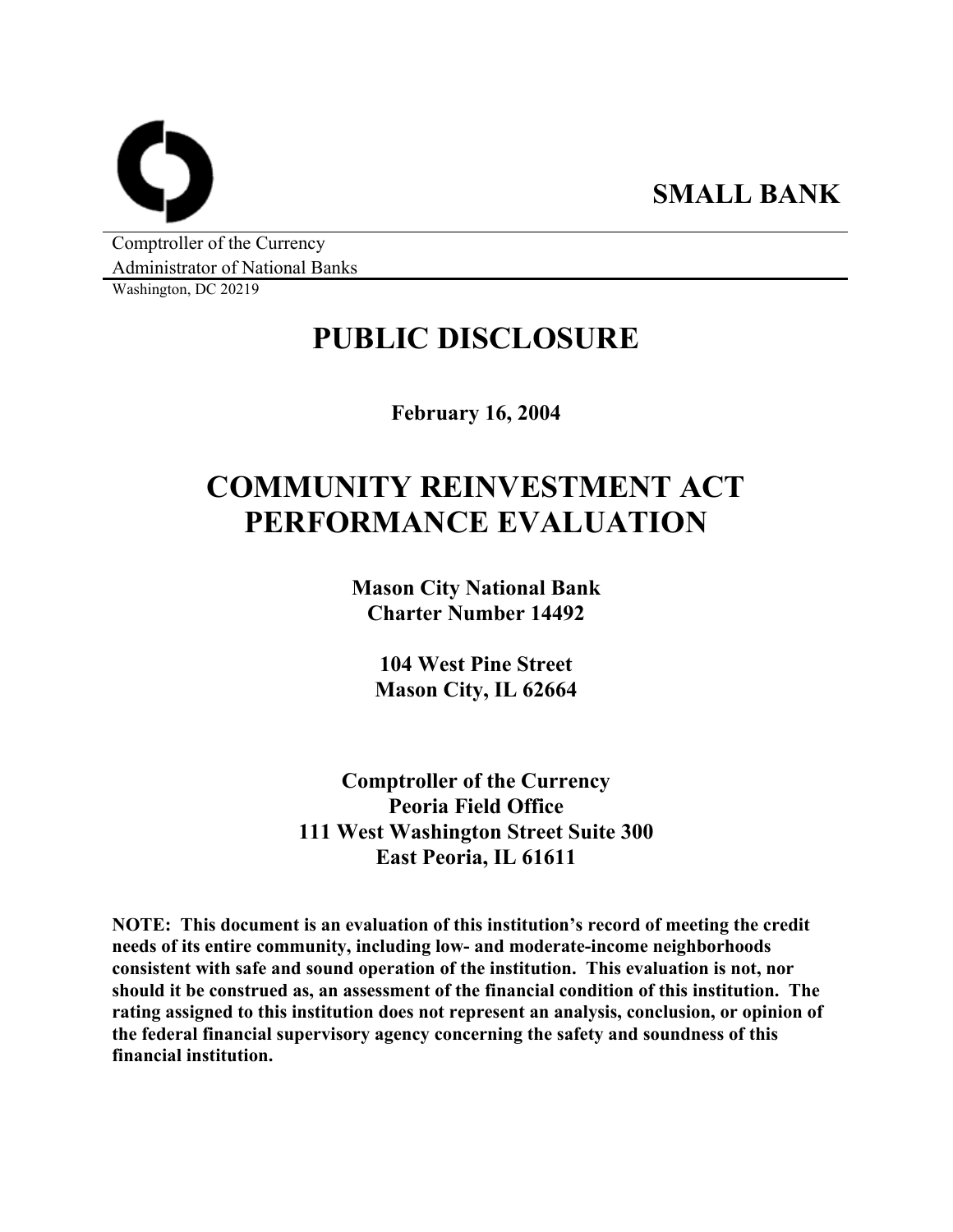**SMALL BANK**

Comptroller of the Currency
Administrator of National Banks
Washington, DC 20219

# PUBLIC DISCLOSURE

**February 16, 2004**

# COMMUNITY REINVESTMENT ACT PERFORMANCE EVALUATION

**Mason City National Bank**
**Charter Number 14492**

**104 West Pine Street**
**Mason City, IL 62664**

**Comptroller of the Currency**
**Peoria Field Office**
**111 West Washington Street Suite 300**
**East Peoria, IL 61611**

**NOTE: This document is an evaluation of this institution's record of meeting the credit needs of its entire community, including low- and moderate-income neighborhoods consistent with safe and sound operation of the institution. This evaluation is not, nor should it be construed as, an assessment of the financial condition of this institution. The rating assigned to this institution does not represent an analysis, conclusion, or opinion of the federal financial supervisory agency concerning the safety and soundness of this financial institution.**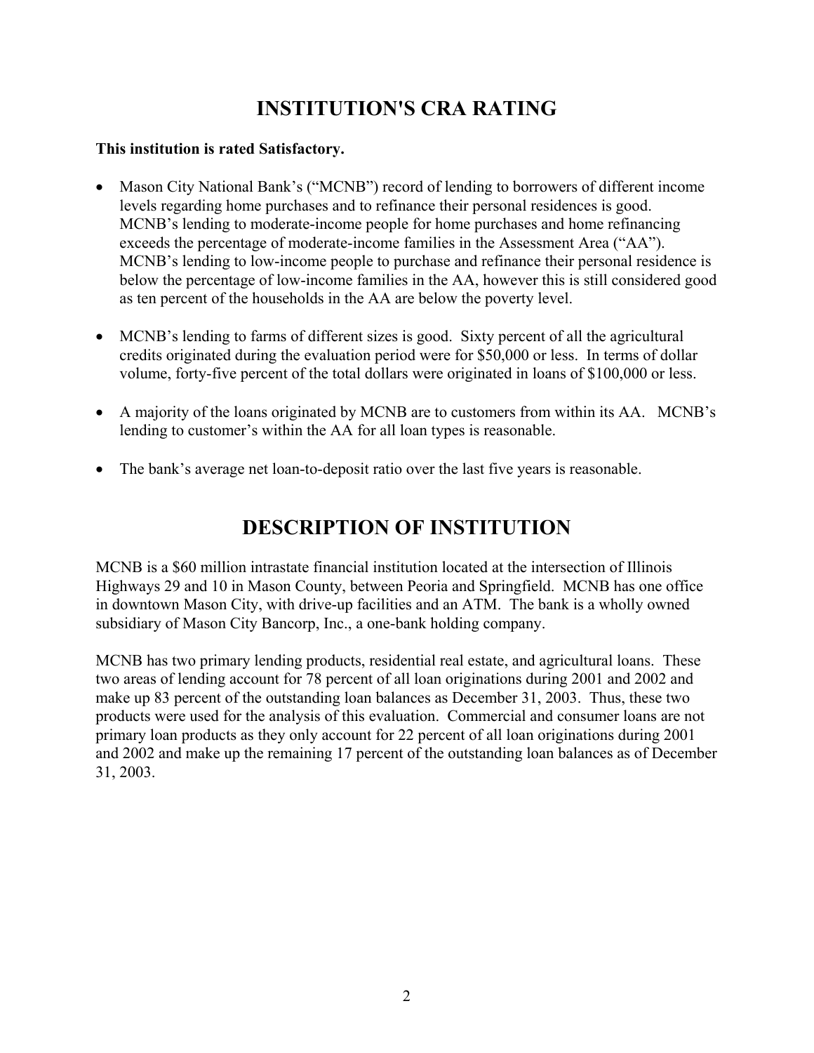# INSTITUTION'S CRA RATING

**This institution is rated Satisfactory.**

- Mason City National Bank's ("MCNB") record of lending to borrowers of different income levels regarding home purchases and to refinance their personal residences is good. MCNB's lending to moderate-income people for home purchases and home refinancing exceeds the percentage of moderate-income families in the Assessment Area ("AA"). MCNB's lending to low-income people to purchase and refinance their personal residence is below the percentage of low-income families in the AA, however this is still considered good as ten percent of the households in the AA are below the poverty level.

- MCNB's lending to farms of different sizes is good. Sixty percent of all the agricultural credits originated during the evaluation period were for $50,000 or less. In terms of dollar volume, forty-five percent of the total dollars were originated in loans of $100,000 or less.

- A majority of the loans originated by MCNB are to customers from within its AA. MCNB's lending to customer's within the AA for all loan types is reasonable.

- The bank's average net loan-to-deposit ratio over the last five years is reasonable.

# DESCRIPTION OF INSTITUTION

MCNB is a $60 million intrastate financial institution located at the intersection of Illinois Highways 29 and 10 in Mason County, between Peoria and Springfield. MCNB has one office in downtown Mason City, with drive-up facilities and an ATM. The bank is a wholly owned subsidiary of Mason City Bancorp, Inc., a one-bank holding company.

MCNB has two primary lending products, residential real estate, and agricultural loans. These two areas of lending account for 78 percent of all loan originations during 2001 and 2002 and make up 83 percent of the outstanding loan balances as December 31, 2003. Thus, these two products were used for the analysis of this evaluation. Commercial and consumer loans are not primary loan products as they only account for 22 percent of all loan originations during 2001 and 2002 and make up the remaining 17 percent of the outstanding loan balances as of December 31, 2003.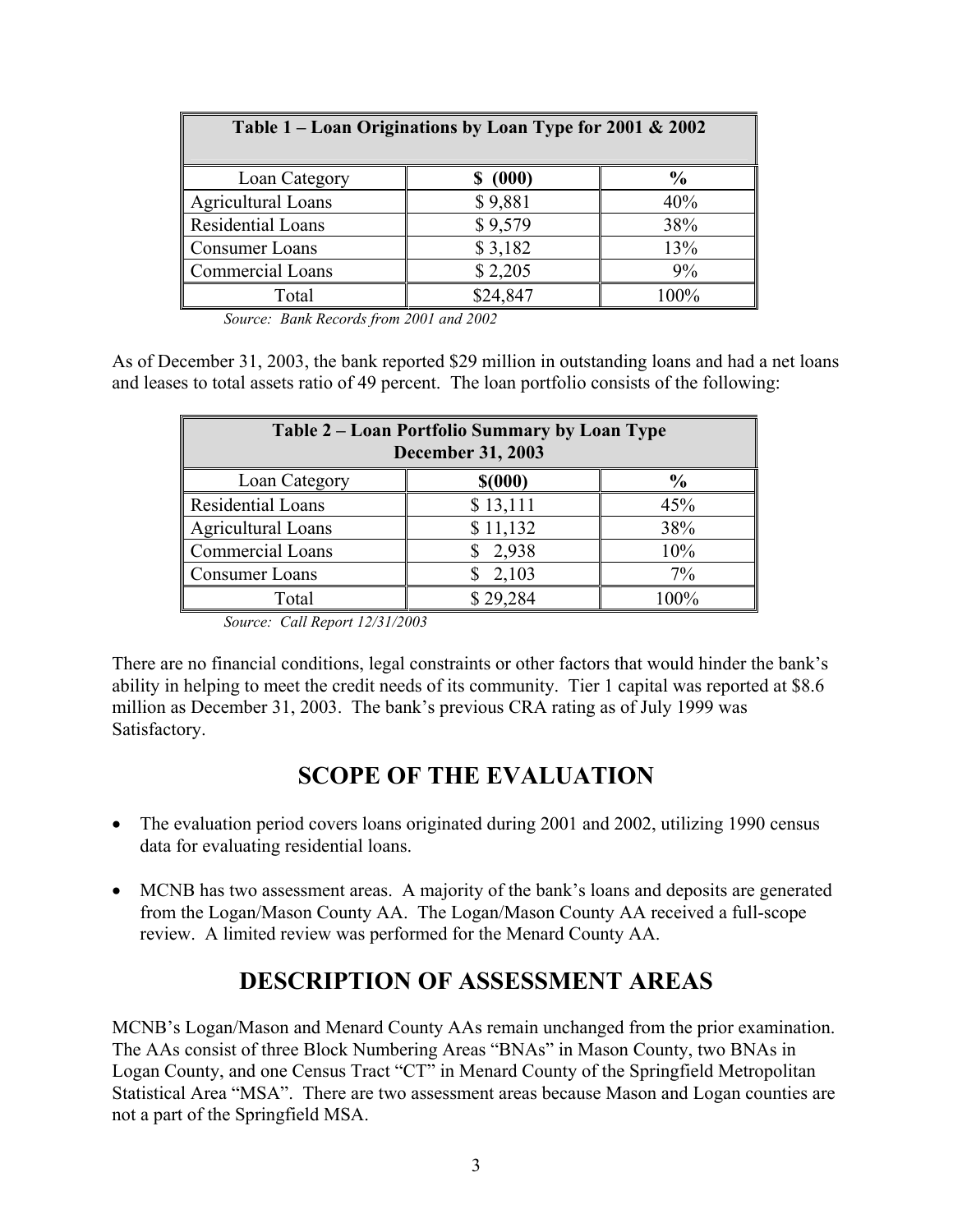| Table 1 – Loan Originations by Loan Type for 2001 & 2002 | | |
|---|---|---|
| Loan Category | **$ (000)** | **%** |
| Agricultural Loans | $ 9,881 | 40% |
| Residential Loans | $ 9,579 | 38% |
| Consumer Loans | $ 3,182 | 13% |
| Commercial Loans | $ 2,205 | 9% |
| Total | $24,847 | 100% |

*Source: Bank Records from 2001 and 2002*

As of December 31, 2003, the bank reported $29 million in outstanding loans and had a net loans and leases to total assets ratio of 49 percent. The loan portfolio consists of the following:

| Table 2 – Loan Portfolio Summary by Loan Type December 31, 2003 | | |
|---|---|---|
| Loan Category | **$(000)** | **%** |
| Residential Loans | $ 13,111 | 45% |
| Agricultural Loans | $ 11,132 | 38% |
| Commercial Loans | $ 2,938 | 10% |
| Consumer Loans | $ 2,103 | 7% |
| Total | $ 29,284 | 100% |

*Source: Call Report 12/31/2003*

There are no financial conditions, legal constraints or other factors that would hinder the bank's ability in helping to meet the credit needs of its community. Tier 1 capital was reported at $8.6 million as December 31, 2003. The bank's previous CRA rating as of July 1999 was Satisfactory.

# SCOPE OF THE EVALUATION

- The evaluation period covers loans originated during 2001 and 2002, utilizing 1990 census data for evaluating residential loans.
- MCNB has two assessment areas. A majority of the bank's loans and deposits are generated from the Logan/Mason County AA. The Logan/Mason County AA received a full-scope review. A limited review was performed for the Menard County AA.

# DESCRIPTION OF ASSESSMENT AREAS

MCNB's Logan/Mason and Menard County AAs remain unchanged from the prior examination. The AAs consist of three Block Numbering Areas "BNAs" in Mason County, two BNAs in Logan County, and one Census Tract "CT" in Menard County of the Springfield Metropolitan Statistical Area "MSA". There are two assessment areas because Mason and Logan counties are not a part of the Springfield MSA.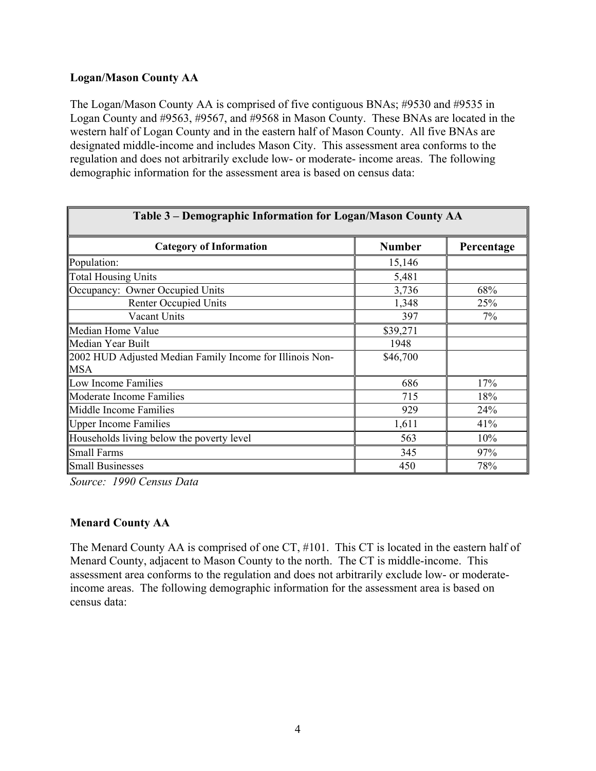**Logan/Mason County AA**

The Logan/Mason County AA is comprised of five contiguous BNAs; #9530 and #9535 in Logan County and #9563, #9567, and #9568 in Mason County. These BNAs are located in the western half of Logan County and in the eastern half of Mason County. All five BNAs are designated middle-income and includes Mason City. This assessment area conforms to the regulation and does not arbitrarily exclude low- or moderate- income areas. The following demographic information for the assessment area is based on census data:

| Table 3 – Demographic Information for Logan/Mason County AA | | |
|---|---|---|
| **Category of Information** | **Number** | **Percentage** |
| Population: | 15,146 | |
| Total Housing Units | 5,481 | |
| Occupancy: Owner Occupied Units | 3,736 | 68% |
| Renter Occupied Units | 1,348 | 25% |
| Vacant Units | 397 | 7% |
| Median Home Value | $39,271 | |
| Median Year Built | 1948 | |
| 2002 HUD Adjusted Median Family Income for Illinois Non-MSA | $46,700 | |
| Low Income Families | 686 | 17% |
| Moderate Income Families | 715 | 18% |
| Middle Income Families | 929 | 24% |
| Upper Income Families | 1,611 | 41% |
| Households living below the poverty level | 563 | 10% |
| Small Farms | 345 | 97% |
| Small Businesses | 450 | 78% |

*Source: 1990 Census Data*

**Menard County AA**

The Menard County AA is comprised of one CT, #101. This CT is located in the eastern half of Menard County, adjacent to Mason County to the north. The CT is middle-income. This assessment area conforms to the regulation and does not arbitrarily exclude low- or moderate-income areas. The following demographic information for the assessment area is based on census data: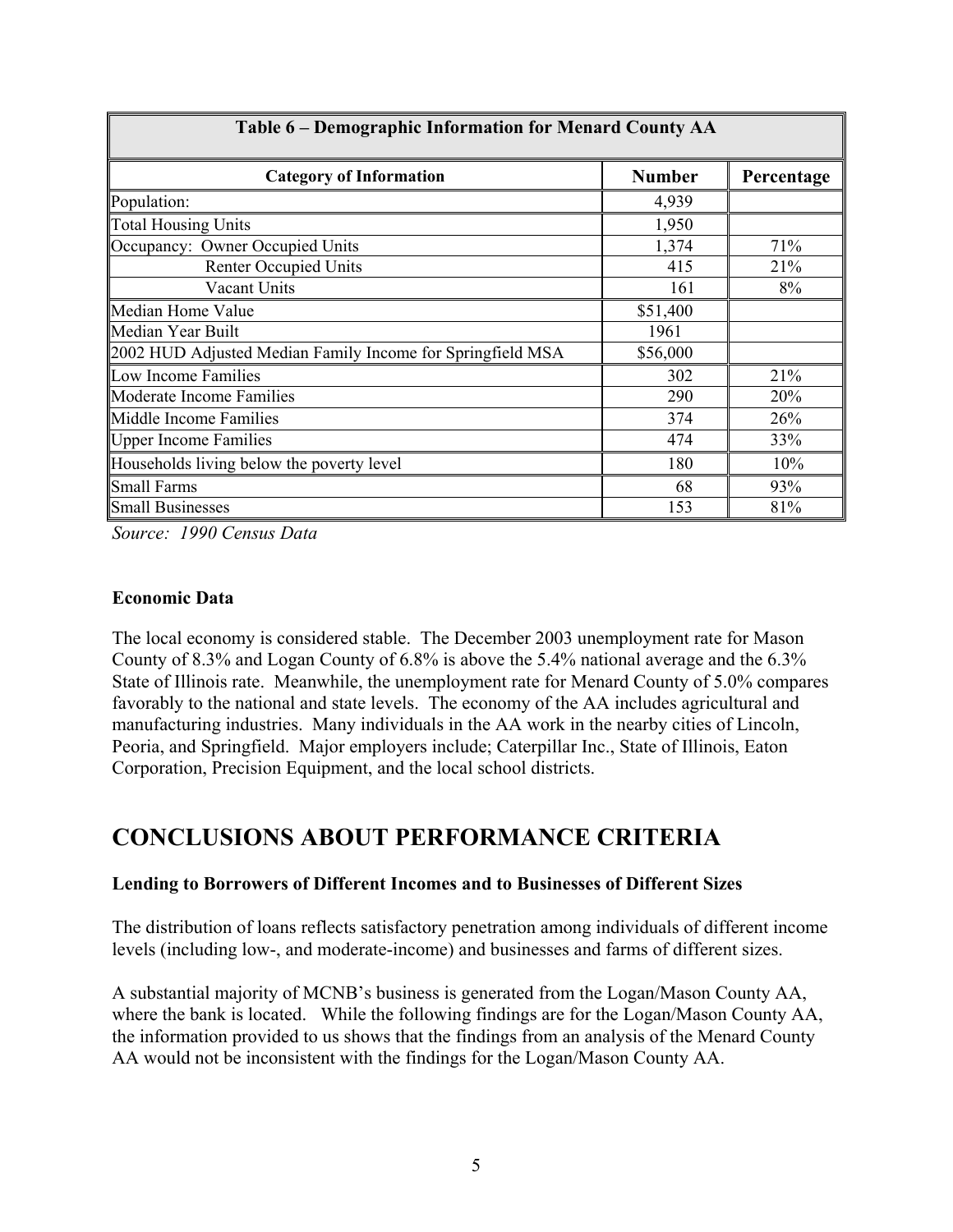| Table 6 – Demographic Information for Menard County AA | | |
|---|---|---|
| **Category of Information** | **Number** | **Percentage** |
| Population: | 4,939 | |
| Total Housing Units | 1,950 | |
| Occupancy: Owner Occupied Units | 1,374 | 71% |
| Renter Occupied Units | 415 | 21% |
| Vacant Units | 161 | 8% |
| Median Home Value | $51,400 | |
| Median Year Built | 1961 | |
| 2002 HUD Adjusted Median Family Income for Springfield MSA | $56,000 | |
| Low Income Families | 302 | 21% |
| Moderate Income Families | 290 | 20% |
| Middle Income Families | 374 | 26% |
| Upper Income Families | 474 | 33% |
| Households living below the poverty level | 180 | 10% |
| Small Farms | 68 | 93% |
| Small Businesses | 153 | 81% |

*Source: 1990 Census Data*

**Economic Data**

The local economy is considered stable. The December 2003 unemployment rate for Mason County of 8.3% and Logan County of 6.8% is above the 5.4% national average and the 6.3% State of Illinois rate. Meanwhile, the unemployment rate for Menard County of 5.0% compares favorably to the national and state levels. The economy of the AA includes agricultural and manufacturing industries. Many individuals in the AA work in the nearby cities of Lincoln, Peoria, and Springfield. Major employers include; Caterpillar Inc., State of Illinois, Eaton Corporation, Precision Equipment, and the local school districts.

# CONCLUSIONS ABOUT PERFORMANCE CRITERIA

**Lending to Borrowers of Different Incomes and to Businesses of Different Sizes**

The distribution of loans reflects satisfactory penetration among individuals of different income levels (including low-, and moderate-income) and businesses and farms of different sizes.

A substantial majority of MCNB's business is generated from the Logan/Mason County AA, where the bank is located. While the following findings are for the Logan/Mason County AA, the information provided to us shows that the findings from an analysis of the Menard County AA would not be inconsistent with the findings for the Logan/Mason County AA.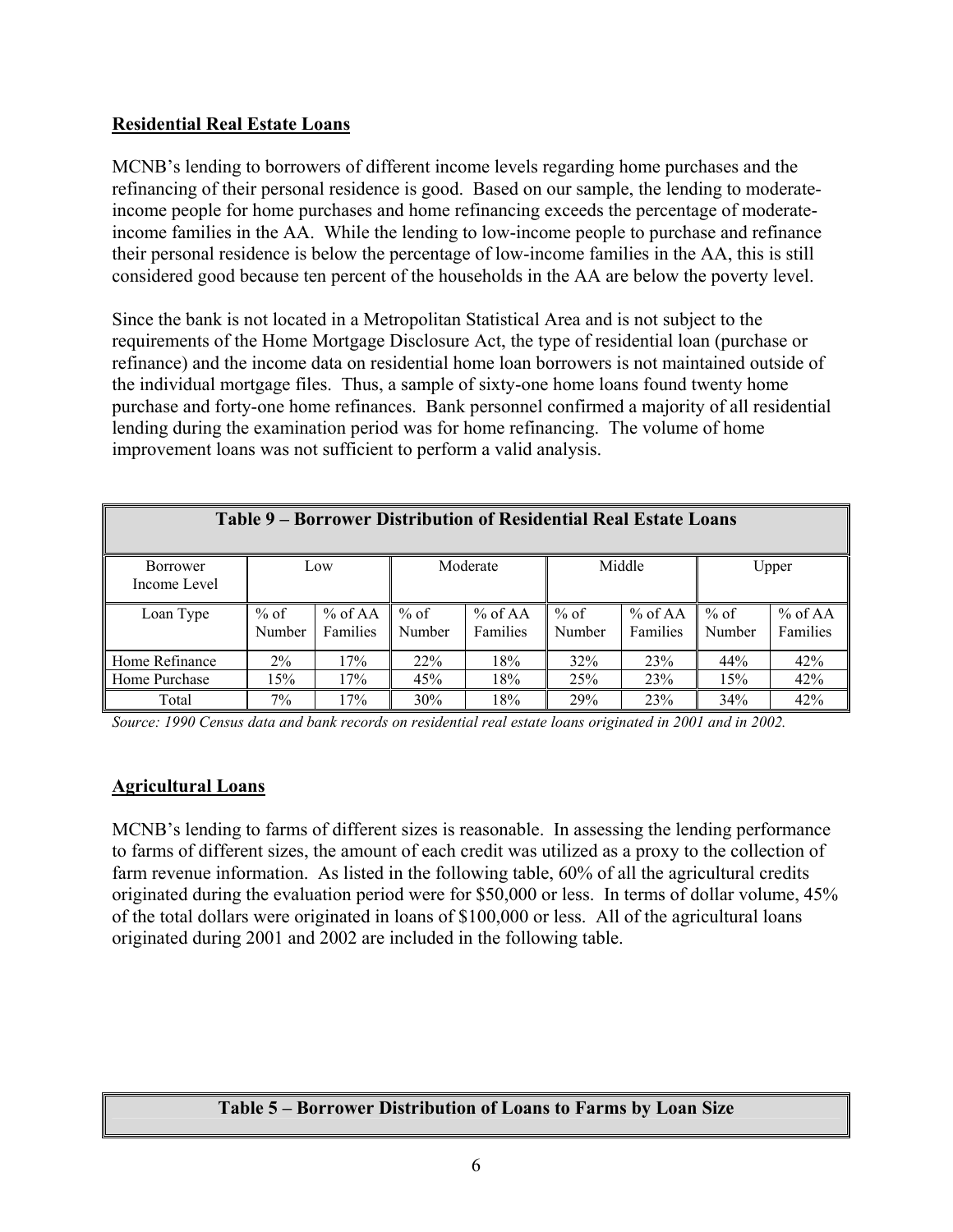**Residential Real Estate Loans**

MCNB's lending to borrowers of different income levels regarding home purchases and the refinancing of their personal residence is good. Based on our sample, the lending to moderate-income people for home purchases and home refinancing exceeds the percentage of moderate-income families in the AA. While the lending to low-income people to purchase and refinance their personal residence is below the percentage of low-income families in the AA, this is still considered good because ten percent of the households in the AA are below the poverty level.

Since the bank is not located in a Metropolitan Statistical Area and is not subject to the requirements of the Home Mortgage Disclosure Act, the type of residential loan (purchase or refinance) and the income data on residential home loan borrowers is not maintained outside of the individual mortgage files. Thus, a sample of sixty-one home loans found twenty home purchase and forty-one home refinances. Bank personnel confirmed a majority of all residential lending during the examination period was for home refinancing. The volume of home improvement loans was not sufficient to perform a valid analysis.

**Table 9 – Borrower Distribution of Residential Real Estate Loans**

| Borrower Income Level | Low | | Moderate | | Middle | | Upper | |
|---|---|---|---|---|---|---|---|---|
| Loan Type | % of Number | % of AA Families | % of Number | % of AA Families | % of Number | % of AA Families | % of Number | % of AA Families |
| Home Refinance | 2% | 17% | 22% | 18% | 32% | 23% | 44% | 42% |
| Home Purchase | 15% | 17% | 45% | 18% | 25% | 23% | 15% | 42% |
| Total | 7% | 17% | 30% | 18% | 29% | 23% | 34% | 42% |

*Source: 1990 Census data and bank records on residential real estate loans originated in 2001 and in 2002.*

**Agricultural Loans**

MCNB's lending to farms of different sizes is reasonable. In assessing the lending performance to farms of different sizes, the amount of each credit was utilized as a proxy to the collection of farm revenue information. As listed in the following table, 60% of all the agricultural credits originated during the evaluation period were for $50,000 or less. In terms of dollar volume, 45% of the total dollars were originated in loans of $100,000 or less. All of the agricultural loans originated during 2001 and 2002 are included in the following table.

**Table 5 – Borrower Distribution of Loans to Farms by Loan Size**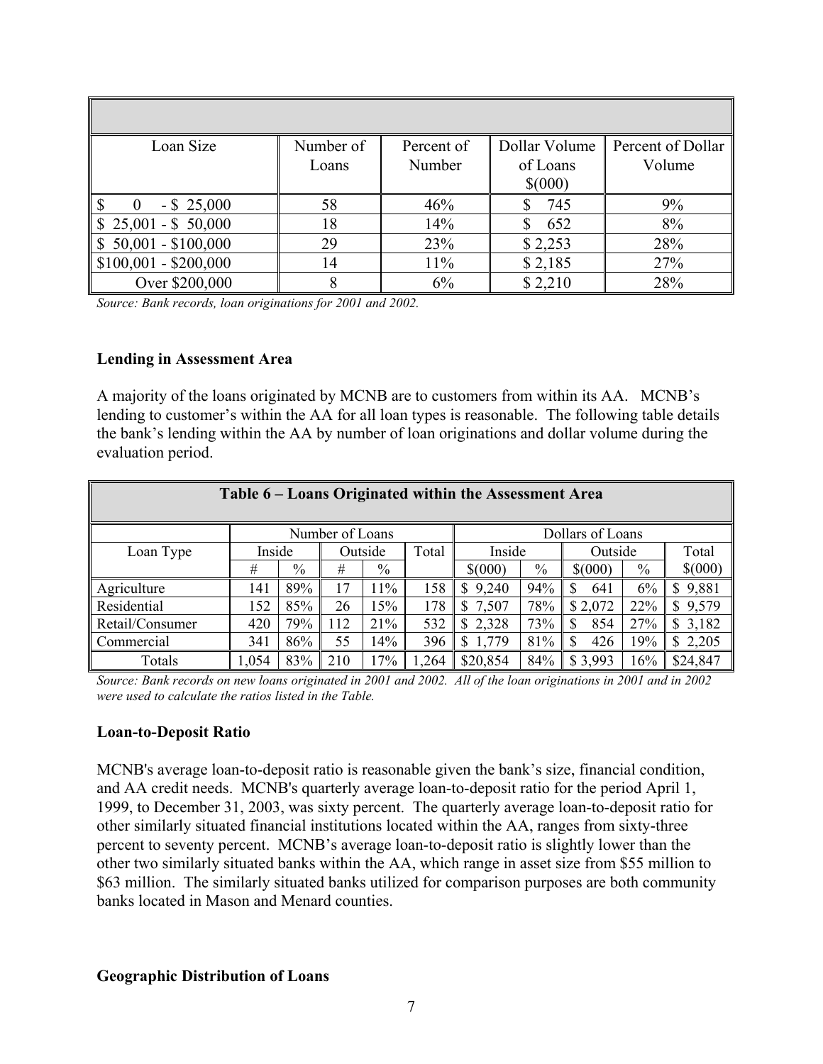| Loan Size | Number of Loans | Percent of Number | Dollar Volume of Loans $(000) | Percent of Dollar Volume |
|---|---|---|---|---|
| $ 0 - $ 25,000 | 58 | 46% | $ 745 | 9% |
| $ 25,001 - $ 50,000 | 18 | 14% | $ 652 | 8% |
| $ 50,001 - $100,000 | 29 | 23% | $ 2,253 | 28% |
| $100,001 - $200,000 | 14 | 11% | $ 2,185 | 27% |
| Over $200,000 | 8 | 6% | $ 2,210 | 28% |

*Source: Bank records, loan originations for 2001 and 2002.*

**Lending in Assessment Area**

A majority of the loans originated by MCNB are to customers from within its AA. MCNB's lending to customer's within the AA for all loan types is reasonable. The following table details the bank's lending within the AA by number of loan originations and dollar volume during the evaluation period.

**Table 6 – Loans Originated within the Assessment Area**

| | Number of Loans | | | | | Dollars of Loans | | | | |
|---|---|---|---|---|---|---|---|---|---|---|
| Loan Type | Inside | | Outside | | Total | Inside | | Outside | | Total |
| | # | % | # | % | | $(000) | % | $(000) | % | $(000) |
| Agriculture | 141 | 89% | 17 | 11% | 158 | $ 9,240 | 94% | $ 641 | 6% | $ 9,881 |
| Residential | 152 | 85% | 26 | 15% | 178 | $ 7,507 | 78% | $ 2,072 | 22% | $ 9,579 |
| Retail/Consumer | 420 | 79% | 112 | 21% | 532 | $ 2,328 | 73% | $ 854 | 27% | $ 3,182 |
| Commercial | 341 | 86% | 55 | 14% | 396 | $ 1,779 | 81% | $ 426 | 19% | $ 2,205 |
| Totals | 1,054 | 83% | 210 | 17% | 1,264 | $20,854 | 84% | $ 3,993 | 16% | $24,847 |

*Source: Bank records on new loans originated in 2001 and 2002. All of the loan originations in 2001 and in 2002 were used to calculate the ratios listed in the Table.*

**Loan-to-Deposit Ratio**

MCNB's average loan-to-deposit ratio is reasonable given the bank's size, financial condition, and AA credit needs. MCNB's quarterly average loan-to-deposit ratio for the period April 1, 1999, to December 31, 2003, was sixty percent. The quarterly average loan-to-deposit ratio for other similarly situated financial institutions located within the AA, ranges from sixty-three percent to seventy percent. MCNB's average loan-to-deposit ratio is slightly lower than the other two similarly situated banks within the AA, which range in asset size from $55 million to $63 million. The similarly situated banks utilized for comparison purposes are both community banks located in Mason and Menard counties.

**Geographic Distribution of Loans**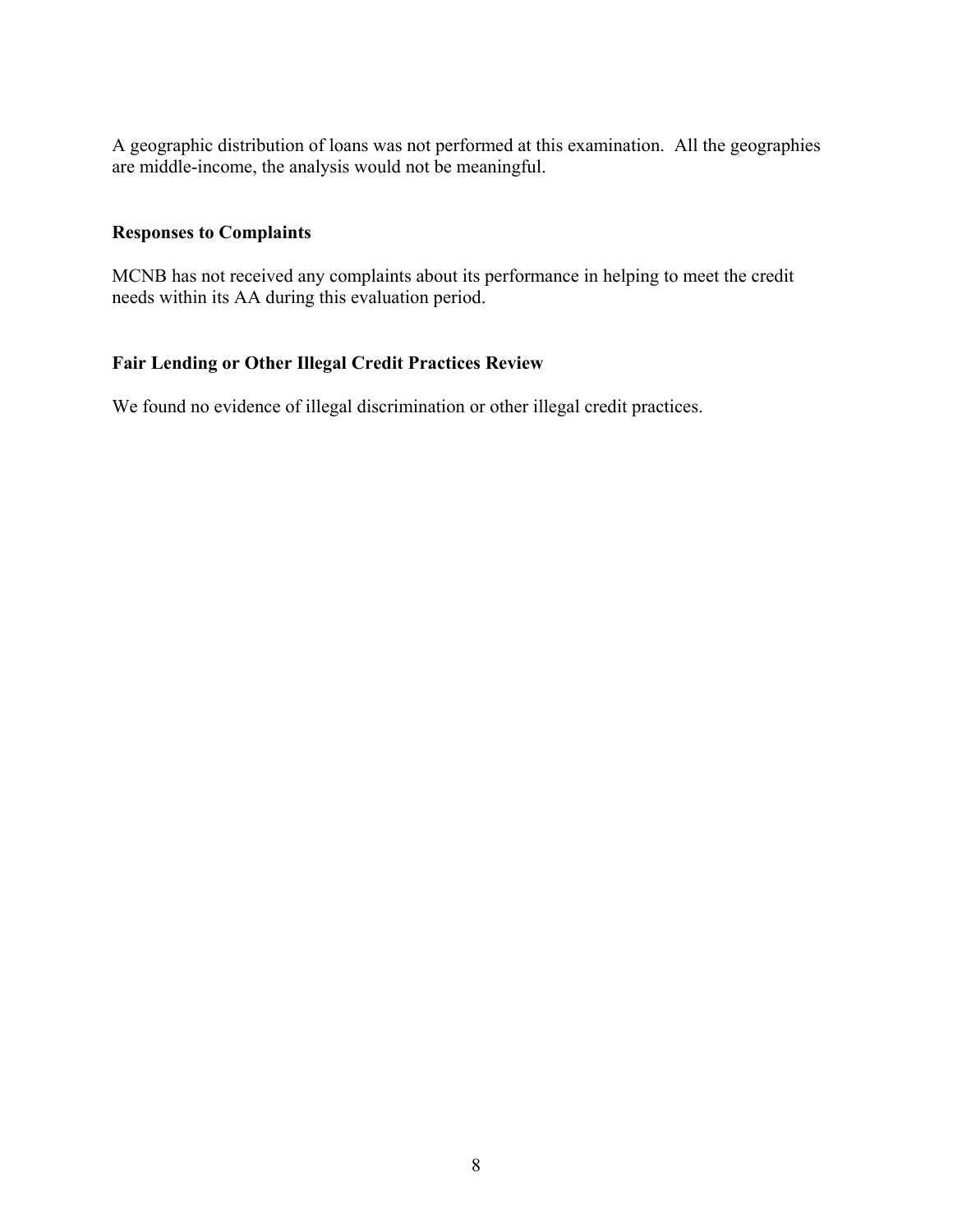A geographic distribution of loans was not performed at this examination. All the geographies are middle-income, the analysis would not be meaningful.

### Responses to Complaints

MCNB has not received any complaints about its performance in helping to meet the credit needs within its AA during this evaluation period.

### Fair Lending or Other Illegal Credit Practices Review

We found no evidence of illegal discrimination or other illegal credit practices.